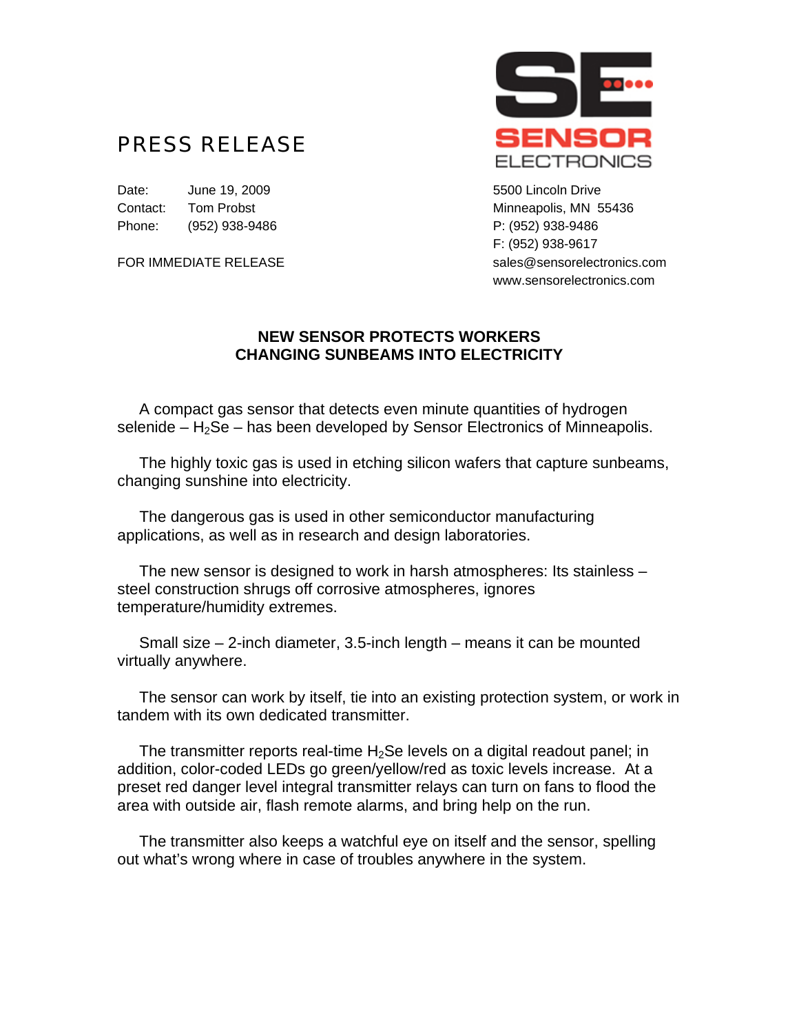SENSOR ELECTRONICS

# PRESS RELEASE

Date: June 19, 2009
Contact: Tom Probst
Phone: (952) 938-9486

FOR IMMEDIATE RELEASE

5500 Lincoln Drive
Minneapolis, MN 55436
P: (952) 938-9486
F: (952) 938-9617
sales@sensorelectronics.com
www.sensorelectronics.com

## NEW SENSOR PROTECTS WORKERS CHANGING SUNBEAMS INTO ELECTRICITY

A compact gas sensor that detects even minute quantities of hydrogen selenide – $H_2Se$ – has been developed by Sensor Electronics of Minneapolis.

The highly toxic gas is used in etching silicon wafers that capture sunbeams, changing sunshine into electricity.

The dangerous gas is used in other semiconductor manufacturing applications, as well as in research and design laboratories.

The new sensor is designed to work in harsh atmospheres: Its stainless – steel construction shrugs off corrosive atmospheres, ignores temperature/humidity extremes.

Small size – 2-inch diameter, 3.5-inch length – means it can be mounted virtually anywhere.

The sensor can work by itself, tie into an existing protection system, or work in tandem with its own dedicated transmitter.

The transmitter reports real-time $H_2Se$ levels on a digital readout panel; in addition, color-coded LEDs go green/yellow/red as toxic levels increase. At a preset red danger level integral transmitter relays can turn on fans to flood the area with outside air, flash remote alarms, and bring help on the run.

The transmitter also keeps a watchful eye on itself and the sensor, spelling out what's wrong where in case of troubles anywhere in the system.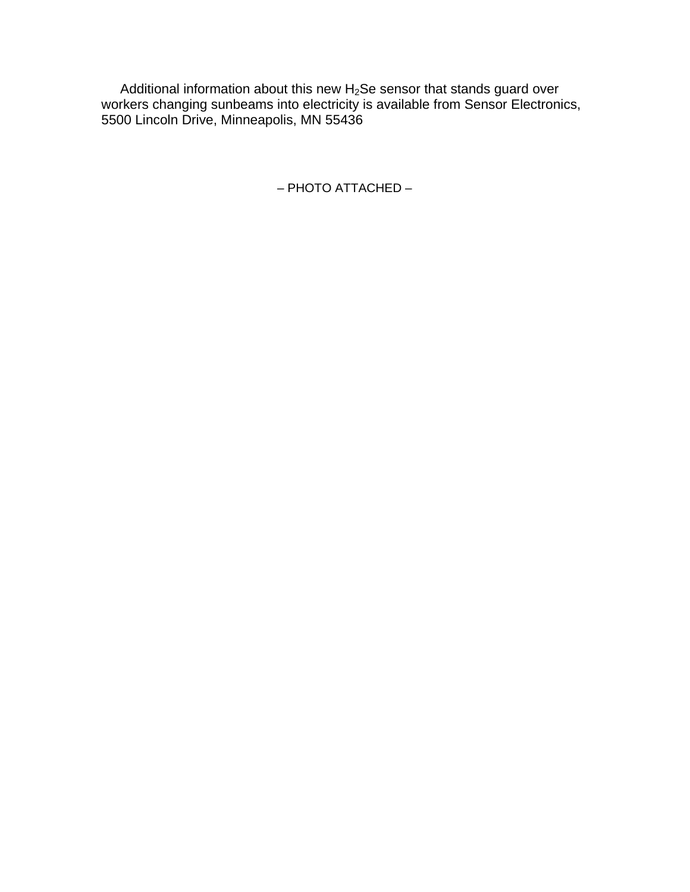Additional information about this new $H_2Se$ sensor that stands guard over workers changing sunbeams into electricity is available from Sensor Electronics, 5500 Lincoln Drive, Minneapolis, MN 55436

– PHOTO ATTACHED –